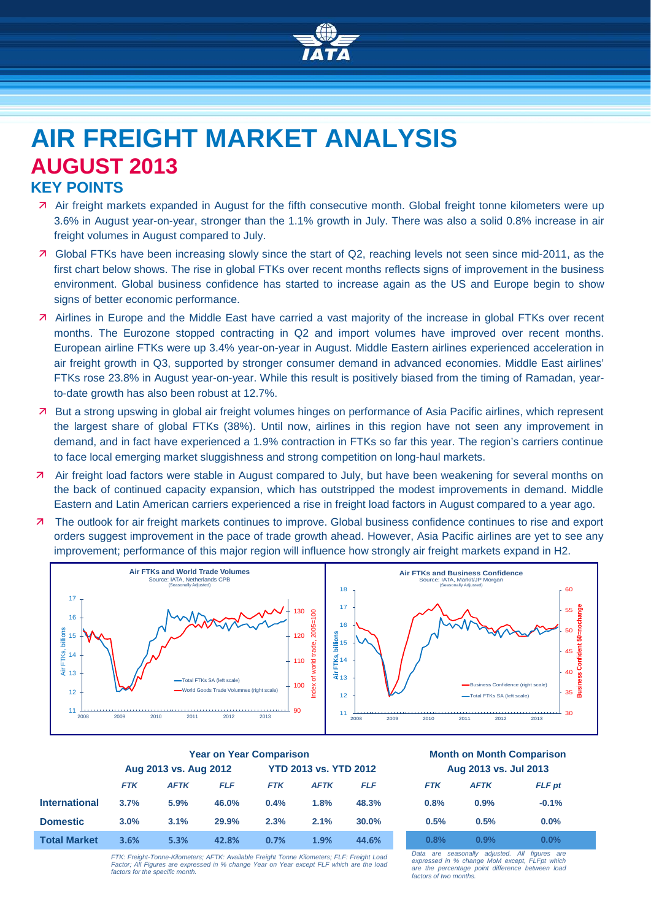# AIR FREIGHT MARKET ANALYSIS

## AUGUST 2013

### KEY POINTS

- Air freight markets expanded in August for the fifth consecutive month. Global freight tonne kilometers were up 3.6% in August year-on-year, stronger than the 1.1% growth in July. There was also a solid 0.8% increase in air freight volumes in August compared to July.
- Global FTKs have been increasing slowly since the start of Q2, reaching levels not seen since mid-2011, as the first chart below shows. The rise in global FTKs over recent months reflects signs of improvement in the business environment. Global business confidence has started to increase again as the US and Europe begin to show signs of better economic performance.
- Airlines in Europe and the Middle East have carried a vast majority of the increase in global FTKs over recent months. The Eurozone stopped contracting in Q2 and import volumes have improved over recent months. European airline FTKs were up 3.4% year-on-year in August. Middle Eastern airlines experienced acceleration in air freight growth in Q3, supported by stronger consumer demand in advanced economies. Middle East airlines' FTKs rose 23.8% in August year-on-year. While this result is positively biased from the timing of Ramadan, year-to-date growth has also been robust at 12.7%.
- But a strong upswing in global air freight volumes hinges on performance of Asia Pacific airlines, which represent the largest share of global FTKs (38%). Until now, airlines in this region have not seen any improvement in demand, and in fact have experienced a 1.9% contraction in FTKs so far this year. The region's carriers continue to face local emerging market sluggishness and strong competition on long-haul markets.
- Air freight load factors were stable in August compared to July, but have been weakening for several months on the back of continued capacity expansion, which has outstripped the modest improvements in demand. Middle Eastern and Latin American carriers experienced a rise in freight load factors in August compared to a year ago.
- The outlook for air freight markets continues to improve. Global business confidence continues to rise and export orders suggest improvement in the pace of trade growth ahead. However, Asia Pacific airlines are yet to see any improvement; performance of this major region will influence how strongly air freight markets expand in H2.

**Air FTKs and World Trade Volumes**
Source: IATA, Netherlands CPB
(Seasonally Adjusted)

**Air FTKs and Business Confidence**
Source: IATA, Markit/JP Morgan
(Seasonally Adjusted)

| | Year on Year Comparison | | | | | | Month on Month Comparison | | |
|---|---|---|---|---|---|---|---|---|---|
| | Aug 2013 vs. Aug 2012 | | | YTD 2013 vs. YTD 2012 | | | Aug 2013 vs. Jul 2013 | | |
| | *FTK* | *AFTK* | *FLF* | *FTK* | *AFTK* | *FLF* | *FTK* | *AFTK* | *FLF pt* |
| **International** | 3.7% | 5.9% | 46.0% | 0.4% | 1.8% | 48.3% | 0.8% | 0.9% | -0.1% |
| **Domestic** | 3.0% | 3.1% | 29.9% | 2.3% | 2.1% | 30.0% | 0.5% | 0.5% | 0.0% |
| **Total Market** | 3.6% | 5.3% | 42.8% | 0.7% | 1.9% | 44.6% | 0.8% | 0.9% | 0.0% |

*FTK: Freight-Tonne-Kilometers; AFTK: Available Freight Tonne Kilometers; FLF: Freight Load Factor; All Figures are expressed in % change Year on Year except FLF which are the load factors for the specific month.*

*Data are seasonally adjusted. All figures are expressed in % change MoM except, FLFpt which are the percentage point difference between load factors of two months.*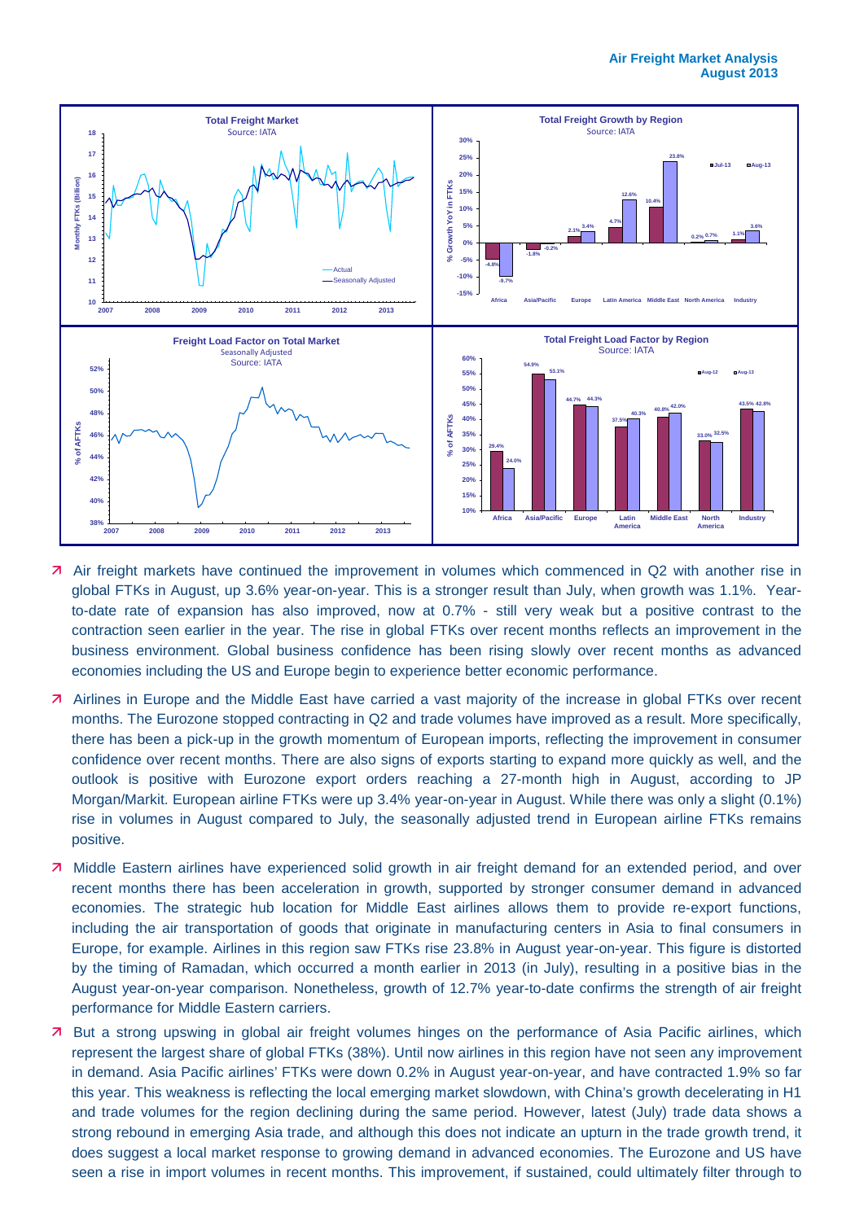**Total Freight Market**
Source: IATA

**Total Freight Growth by Region**
Source: IATA

| Region | Jul-13 | Aug-13 |
|---|---|---|
| Africa | -4.8% | -9.7% |
| Asia/Pacific | -1.8% | -0.2% |
| Europe | 2.1% | 3.4% |
| Latin America | 4.7% | 12.6% |
| Middle East | 10.4% | 23.8% |
| North America | 0.2% | 0.7% |
| Industry | 1.1% | 3.6% |

**Freight Load Factor on Total Market**
Seasonally Adjusted
Source: IATA

**Total Freight Load Factor by Region**
Source: IATA

| Region | Aug-12 | Aug-13 |
|---|---|---|
| Africa | 29.4% | 24.0% |
| Asia/Pacific | 54.9% | 53.1% |
| Europe | 44.7% | 44.3% |
| Latin America | 37.5% | 40.3% |
| Middle East | 40.8% | 42.0% |
| North America | 33.0% | 32.5% |
| Industry | 43.5% | 42.8% |

- Air freight markets have continued the improvement in volumes which commenced in Q2 with another rise in global FTKs in August, up 3.6% year-on-year. This is a stronger result than July, when growth was 1.1%. Year-to-date rate of expansion has also improved, now at 0.7% - still very weak but a positive contrast to the contraction seen earlier in the year. The rise in global FTKs over recent months reflects an improvement in the business environment. Global business confidence has been rising slowly over recent months as advanced economies including the US and Europe begin to experience better economic performance.

- Airlines in Europe and the Middle East have carried a vast majority of the increase in global FTKs over recent months. The Eurozone stopped contracting in Q2 and trade volumes have improved as a result. More specifically, there has been a pick-up in the growth momentum of European imports, reflecting the improvement in consumer confidence over recent months. There are also signs of exports starting to expand more quickly as well, and the outlook is positive with Eurozone export orders reaching a 27-month high in August, according to JP Morgan/Markit. European airline FTKs were up 3.4% year-on-year in August. While there was only a slight (0.1%) rise in volumes in August compared to July, the seasonally adjusted trend in European airline FTKs remains positive.

- Middle Eastern airlines have experienced solid growth in air freight demand for an extended period, and over recent months there has been acceleration in growth, supported by stronger consumer demand in advanced economies. The strategic hub location for Middle East airlines allows them to provide re-export functions, including the air transportation of goods that originate in manufacturing centers in Asia to final consumers in Europe, for example. Airlines in this region saw FTKs rise 23.8% in August year-on-year. This figure is distorted by the timing of Ramadan, which occurred a month earlier in 2013 (in July), resulting in a positive bias in the August year-on-year comparison. Nonetheless, growth of 12.7% year-to-date confirms the strength of air freight performance for Middle Eastern carriers.

- But a strong upswing in global air freight volumes hinges on the performance of Asia Pacific airlines, which represent the largest share of global FTKs (38%). Until now airlines in this region have not seen any improvement in demand. Asia Pacific airlines' FTKs were down 0.2% in August year-on-year, and have contracted 1.9% so far this year. This weakness is reflecting the local emerging market slowdown, with China's growth decelerating in H1 and trade volumes for the region declining during the same period. However, latest (July) trade data shows a strong rebound in emerging Asia trade, and although this does not indicate an upturn in the trade growth trend, it does suggest a local market response to growing demand in advanced economies. The Eurozone and US have seen a rise in import volumes in recent months. This improvement, if sustained, could ultimately filter through to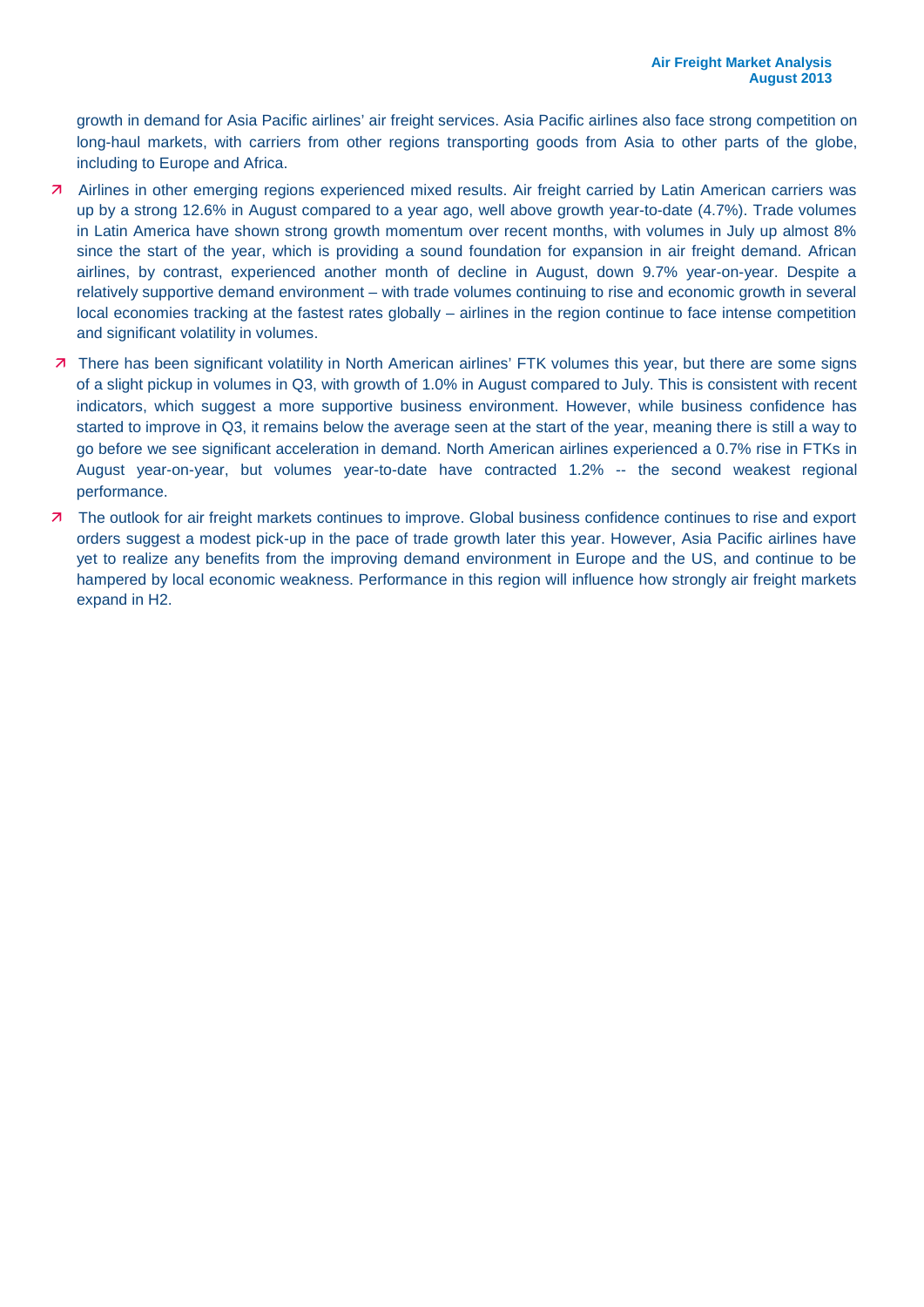growth in demand for Asia Pacific airlines' air freight services. Asia Pacific airlines also face strong competition on long-haul markets, with carriers from other regions transporting goods from Asia to other parts of the globe, including to Europe and Africa.

- Airlines in other emerging regions experienced mixed results. Air freight carried by Latin American carriers was up by a strong 12.6% in August compared to a year ago, well above growth year-to-date (4.7%). Trade volumes in Latin America have shown strong growth momentum over recent months, with volumes in July up almost 8% since the start of the year, which is providing a sound foundation for expansion in air freight demand. African airlines, by contrast, experienced another month of decline in August, down 9.7% year-on-year. Despite a relatively supportive demand environment – with trade volumes continuing to rise and economic growth in several local economies tracking at the fastest rates globally – airlines in the region continue to face intense competition and significant volatility in volumes.
- There has been significant volatility in North American airlines' FTK volumes this year, but there are some signs of a slight pickup in volumes in Q3, with growth of 1.0% in August compared to July. This is consistent with recent indicators, which suggest a more supportive business environment. However, while business confidence has started to improve in Q3, it remains below the average seen at the start of the year, meaning there is still a way to go before we see significant acceleration in demand. North American airlines experienced a 0.7% rise in FTKs in August year-on-year, but volumes year-to-date have contracted 1.2% -- the second weakest regional performance.
- The outlook for air freight markets continues to improve. Global business confidence continues to rise and export orders suggest a modest pick-up in the pace of trade growth later this year. However, Asia Pacific airlines have yet to realize any benefits from the improving demand environment in Europe and the US, and continue to be hampered by local economic weakness. Performance in this region will influence how strongly air freight markets expand in H2.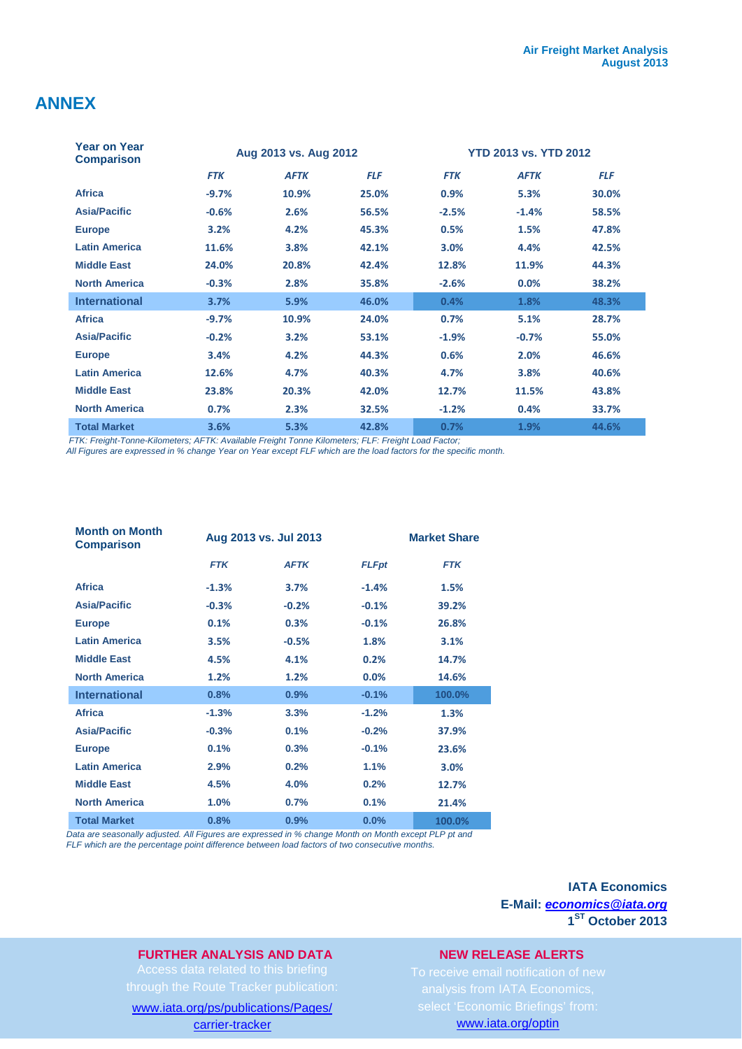## ANNEX

| Year on Year Comparison | Aug 2013 vs. Aug 2012 | | | YTD 2013 vs. YTD 2012 | | |
|---|---|---|---|---|---|---|
| | *FTK* | *AFTK* | *FLF* | *FTK* | *AFTK* | *FLF* |
| **Africa** | -9.7% | 10.9% | 25.0% | 0.9% | 5.3% | 30.0% |
| **Asia/Pacific** | -0.6% | 2.6% | 56.5% | -2.5% | -1.4% | 58.5% |
| **Europe** | 3.2% | 4.2% | 45.3% | 0.5% | 1.5% | 47.8% |
| **Latin America** | 11.6% | 3.8% | 42.1% | 3.0% | 4.4% | 42.5% |
| **Middle East** | 24.0% | 20.8% | 42.4% | 12.8% | 11.9% | 44.3% |
| **North America** | -0.3% | 2.8% | 35.8% | -2.6% | 0.0% | 38.2% |
| **International** | 3.7% | 5.9% | 46.0% | 0.4% | 1.8% | 48.3% |
| **Africa** | -9.7% | 10.9% | 24.0% | 0.7% | 5.1% | 28.7% |
| **Asia/Pacific** | -0.2% | 3.2% | 53.1% | -1.9% | -0.7% | 55.0% |
| **Europe** | 3.4% | 4.2% | 44.3% | 0.6% | 2.0% | 46.6% |
| **Latin America** | 12.6% | 4.7% | 40.3% | 4.7% | 3.8% | 40.6% |
| **Middle East** | 23.8% | 20.3% | 42.0% | 12.7% | 11.5% | 43.8% |
| **North America** | 0.7% | 2.3% | 32.5% | -1.2% | 0.4% | 33.7% |
| **Total Market** | 3.6% | 5.3% | 42.8% | 0.7% | 1.9% | 44.6% |

*FTK: Freight-Tonne-Kilometers; AFTK: Available Freight Tonne Kilometers; FLF: Freight Load Factor;*
*All Figures are expressed in % change Year on Year except FLF which are the load factors for the specific month.*

| Month on Month Comparison | Aug 2013 vs. Jul 2013 | | | Market Share |
|---|---|---|---|---|
| | *FTK* | *AFTK* | *FLFpt* | *FTK* |
| **Africa** | -1.3% | 3.7% | -1.4% | 1.5% |
| **Asia/Pacific** | -0.3% | -0.2% | -0.1% | 39.2% |
| **Europe** | 0.1% | 0.3% | -0.1% | 26.8% |
| **Latin America** | 3.5% | -0.5% | 1.8% | 3.1% |
| **Middle East** | 4.5% | 4.1% | 0.2% | 14.7% |
| **North America** | 1.2% | 1.2% | 0.0% | 14.6% |
| **International** | 0.8% | 0.9% | -0.1% | 100.0% |
| **Africa** | -1.3% | 3.3% | -1.2% | 1.3% |
| **Asia/Pacific** | -0.3% | 0.1% | -0.2% | 37.9% |
| **Europe** | 0.1% | 0.3% | -0.1% | 23.6% |
| **Latin America** | 2.9% | 0.2% | 1.1% | 3.0% |
| **Middle East** | 4.5% | 4.0% | 0.2% | 12.7% |
| **North America** | 1.0% | 0.7% | 0.1% | 21.4% |
| **Total Market** | 0.8% | 0.9% | 0.0% | 100.0% |

*Data are seasonally adjusted. All Figures are expressed in % change Month on Month except PLP pt and FLF which are the percentage point difference between load factors of two consecutive months.*

**IATA Economics**
**E-Mail: *economics@iata.org***
**1ST October 2013**

**FURTHER ANALYSIS AND DATA**

Access data related to this briefing through the Route Tracker publication:

www.iata.org/ps/publications/Pages/carrier-tracker

**NEW RELEASE ALERTS**

To receive email notification of new analysis from IATA Economics, select 'Economic Briefings' from:

www.iata.org/optin